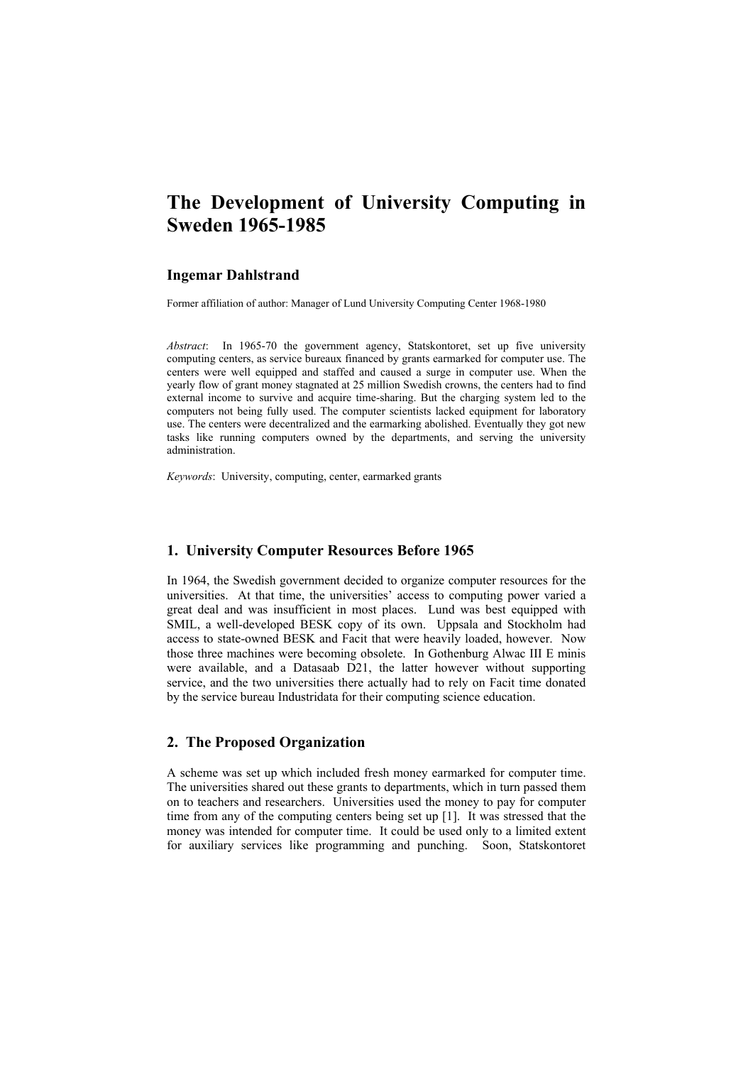# The Development of University Computing in Sweden 1965-1985

### Ingemar Dahlstrand

Former affiliation of author: Manager of Lund University Computing Center 1968-1980

*Abstract*: In 1965-70 the government agency, Statskontoret, set up five university computing centers, as service bureaux financed by grants earmarked for computer use. The centers were well equipped and staffed and caused a surge in computer use. When the yearly flow of grant money stagnated at 25 million Swedish crowns, the centers had to find external income to survive and acquire time-sharing. But the charging system led to the computers not being fully used. The computer scientists lacked equipment for laboratory use. The centers were decentralized and the earmarking abolished. Eventually they got new tasks like running computers owned by the departments, and serving the university administration.

*Keywords*: University, computing, center, earmarked grants

## 1. University Computer Resources Before 1965

In 1964, the Swedish government decided to organize computer resources for the universities. At that time, the universities' access to computing power varied a great deal and was insufficient in most places. Lund was best equipped with SMIL, a well-developed BESK copy of its own. Uppsala and Stockholm had access to state-owned BESK and Facit that were heavily loaded, however. Now those three machines were becoming obsolete. In Gothenburg Alwac III E minis were available, and a Datasaab D21, the latter however without supporting service, and the two universities there actually had to rely on Facit time donated by the service bureau Industridata for their computing science education.

## 2. The Proposed Organization

A scheme was set up which included fresh money earmarked for computer time. The universities shared out these grants to departments, which in turn passed them on to teachers and researchers. Universities used the money to pay for computer time from any of the computing centers being set up [1]. It was stressed that the money was intended for computer time. It could be used only to a limited extent for auxiliary services like programming and punching. Soon, Statskontoret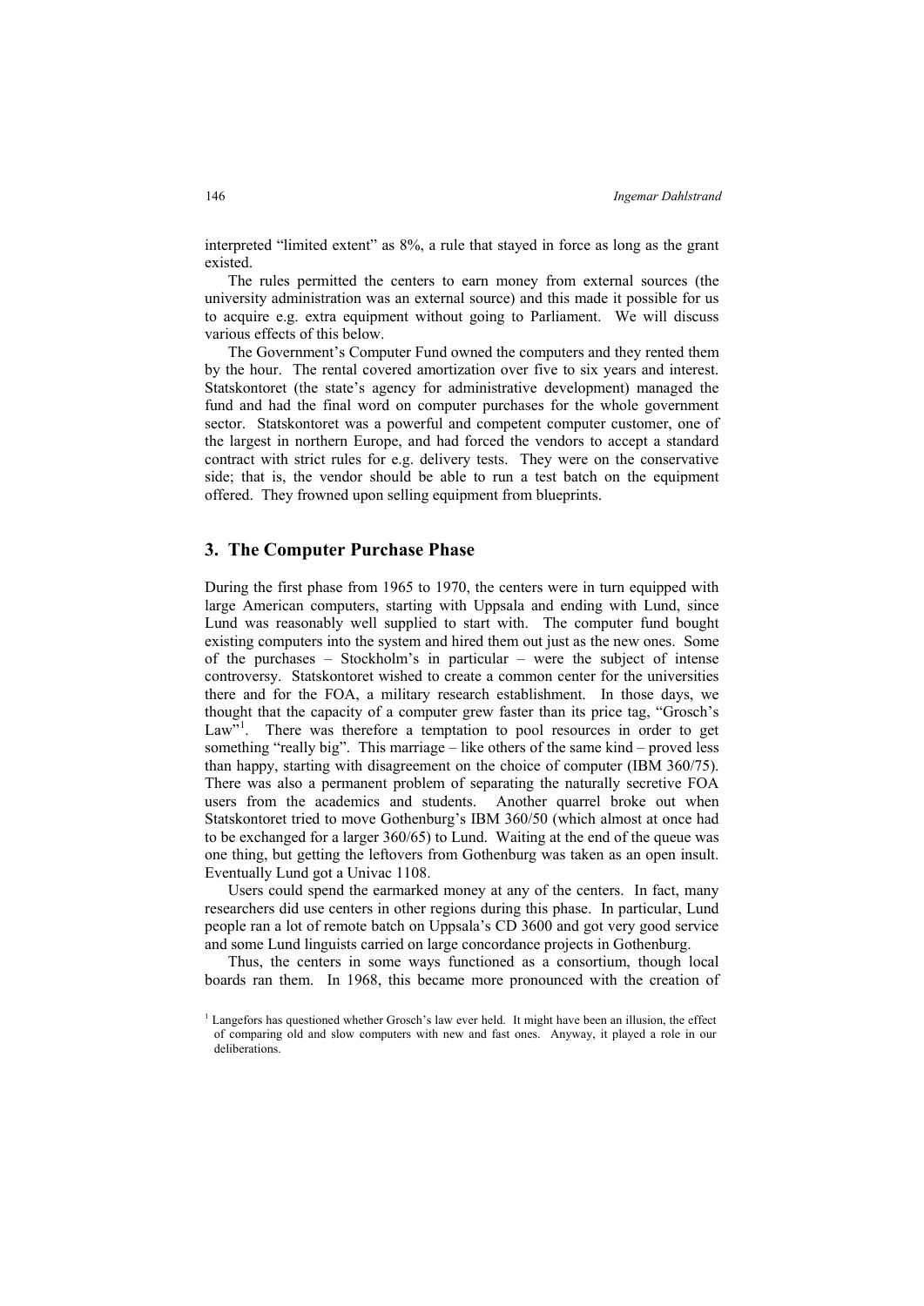interpreted "limited extent" as 8%, a rule that stayed in force as long as the grant existed.

The rules permitted the centers to earn money from external sources (the university administration was an external source) and this made it possible for us to acquire e.g. extra equipment without going to Parliament. We will discuss various effects of this below.

The Government's Computer Fund owned the computers and they rented them by the hour. The rental covered amortization over five to six years and interest. Statskontoret (the state's agency for administrative development) managed the fund and had the final word on computer purchases for the whole government sector. Statskontoret was a powerful and competent computer customer, one of the largest in northern Europe, and had forced the vendors to accept a standard contract with strict rules for e.g. delivery tests. They were on the conservative side; that is, the vendor should be able to run a test batch on the equipment offered. They frowned upon selling equipment from blueprints.

## 3. The Computer Purchase Phase

During the first phase from 1965 to 1970, the centers were in turn equipped with large American computers, starting with Uppsala and ending with Lund, since Lund was reasonably well supplied to start with. The computer fund bought existing computers into the system and hired them out just as the new ones. Some of the purchases – Stockholm's in particular – were the subject of intense controversy. Statskontoret wished to create a common center for the universities there and for the FOA, a military research establishment. In those days, we thought that the capacity of a computer grew faster than its price tag, "Grosch's Law"[1]. There was therefore a temptation to pool resources in order to get something "really big". This marriage – like others of the same kind – proved less than happy, starting with disagreement on the choice of computer (IBM 360/75). There was also a permanent problem of separating the naturally secretive FOA users from the academics and students. Another quarrel broke out when Statskontoret tried to move Gothenburg's IBM 360/50 (which almost at once had to be exchanged for a larger 360/65) to Lund. Waiting at the end of the queue was one thing, but getting the leftovers from Gothenburg was taken as an open insult. Eventually Lund got a Univac 1108.

Users could spend the earmarked money at any of the centers. In fact, many researchers did use centers in other regions during this phase. In particular, Lund people ran a lot of remote batch on Uppsala's CD 3600 and got very good service and some Lund linguists carried on large concordance projects in Gothenburg.

Thus, the centers in some ways functioned as a consortium, though local boards ran them. In 1968, this became more pronounced with the creation of

[1] Langefors has questioned whether Grosch's law ever held. It might have been an illusion, the effect of comparing old and slow computers with new and fast ones. Anyway, it played a role in our deliberations.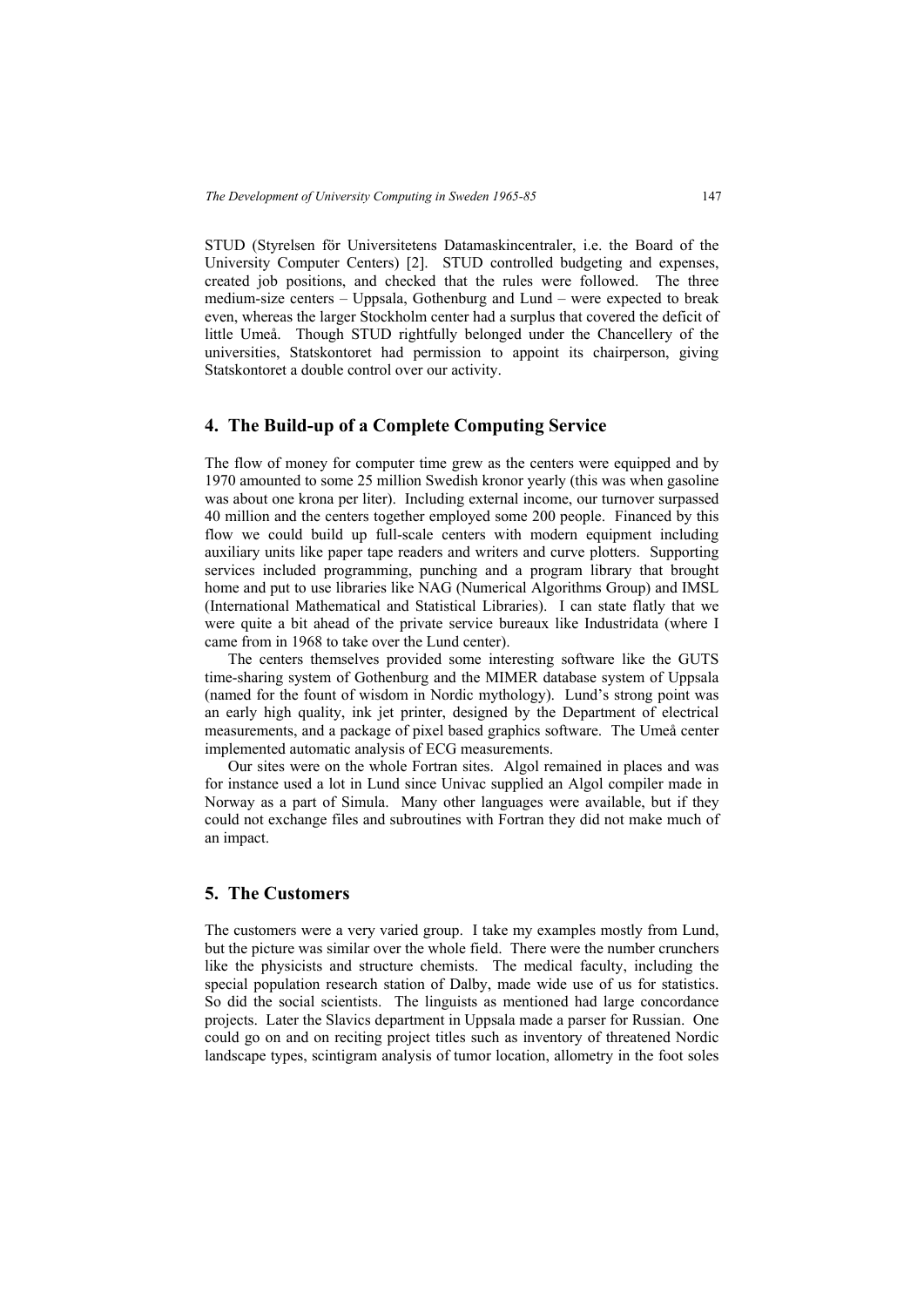STUD (Styrelsen för Universitetens Datamaskincentraler, i.e. the Board of the University Computer Centers) [2]. STUD controlled budgeting and expenses, created job positions, and checked that the rules were followed. The three medium-size centers – Uppsala, Gothenburg and Lund – were expected to break even, whereas the larger Stockholm center had a surplus that covered the deficit of little Umeå. Though STUD rightfully belonged under the Chancellery of the universities, Statskontoret had permission to appoint its chairperson, giving Statskontoret a double control over our activity.

## 4. The Build-up of a Complete Computing Service

The flow of money for computer time grew as the centers were equipped and by 1970 amounted to some 25 million Swedish kronor yearly (this was when gasoline was about one krona per liter). Including external income, our turnover surpassed 40 million and the centers together employed some 200 people. Financed by this flow we could build up full-scale centers with modern equipment including auxiliary units like paper tape readers and writers and curve plotters. Supporting services included programming, punching and a program library that brought home and put to use libraries like NAG (Numerical Algorithms Group) and IMSL (International Mathematical and Statistical Libraries). I can state flatly that we were quite a bit ahead of the private service bureaux like Industridata (where I came from in 1968 to take over the Lund center).

The centers themselves provided some interesting software like the GUTS time-sharing system of Gothenburg and the MIMER database system of Uppsala (named for the fount of wisdom in Nordic mythology). Lund's strong point was an early high quality, ink jet printer, designed by the Department of electrical measurements, and a package of pixel based graphics software. The Umeå center implemented automatic analysis of ECG measurements.

Our sites were on the whole Fortran sites. Algol remained in places and was for instance used a lot in Lund since Univac supplied an Algol compiler made in Norway as a part of Simula. Many other languages were available, but if they could not exchange files and subroutines with Fortran they did not make much of an impact.

## 5. The Customers

The customers were a very varied group. I take my examples mostly from Lund, but the picture was similar over the whole field. There were the number crunchers like the physicists and structure chemists. The medical faculty, including the special population research station of Dalby, made wide use of us for statistics. So did the social scientists. The linguists as mentioned had large concordance projects. Later the Slavics department in Uppsala made a parser for Russian. One could go on and on reciting project titles such as inventory of threatened Nordic landscape types, scintigram analysis of tumor location, allometry in the foot soles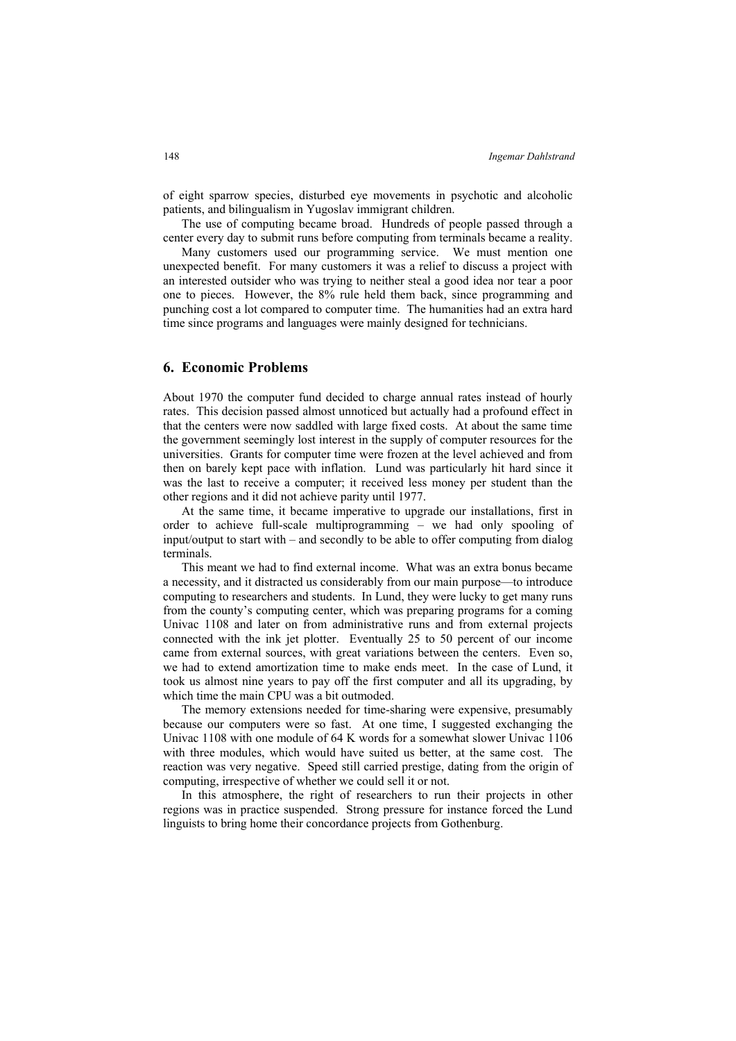of eight sparrow species, disturbed eye movements in psychotic and alcoholic patients, and bilingualism in Yugoslav immigrant children.

The use of computing became broad. Hundreds of people passed through a center every day to submit runs before computing from terminals became a reality.

Many customers used our programming service. We must mention one unexpected benefit. For many customers it was a relief to discuss a project with an interested outsider who was trying to neither steal a good idea nor tear a poor one to pieces. However, the 8% rule held them back, since programming and punching cost a lot compared to computer time. The humanities had an extra hard time since programs and languages were mainly designed for technicians.

## 6. Economic Problems

About 1970 the computer fund decided to charge annual rates instead of hourly rates. This decision passed almost unnoticed but actually had a profound effect in that the centers were now saddled with large fixed costs. At about the same time the government seemingly lost interest in the supply of computer resources for the universities. Grants for computer time were frozen at the level achieved and from then on barely kept pace with inflation. Lund was particularly hit hard since it was the last to receive a computer; it received less money per student than the other regions and it did not achieve parity until 1977.

At the same time, it became imperative to upgrade our installations, first in order to achieve full-scale multiprogramming – we had only spooling of input/output to start with – and secondly to be able to offer computing from dialog terminals.

This meant we had to find external income. What was an extra bonus became a necessity, and it distracted us considerably from our main purpose—to introduce computing to researchers and students. In Lund, they were lucky to get many runs from the county's computing center, which was preparing programs for a coming Univac 1108 and later on from administrative runs and from external projects connected with the ink jet plotter. Eventually 25 to 50 percent of our income came from external sources, with great variations between the centers. Even so, we had to extend amortization time to make ends meet. In the case of Lund, it took us almost nine years to pay off the first computer and all its upgrading, by which time the main CPU was a bit outmoded.

The memory extensions needed for time-sharing were expensive, presumably because our computers were so fast. At one time, I suggested exchanging the Univac 1108 with one module of 64 K words for a somewhat slower Univac 1106 with three modules, which would have suited us better, at the same cost. The reaction was very negative. Speed still carried prestige, dating from the origin of computing, irrespective of whether we could sell it or not.

In this atmosphere, the right of researchers to run their projects in other regions was in practice suspended. Strong pressure for instance forced the Lund linguists to bring home their concordance projects from Gothenburg.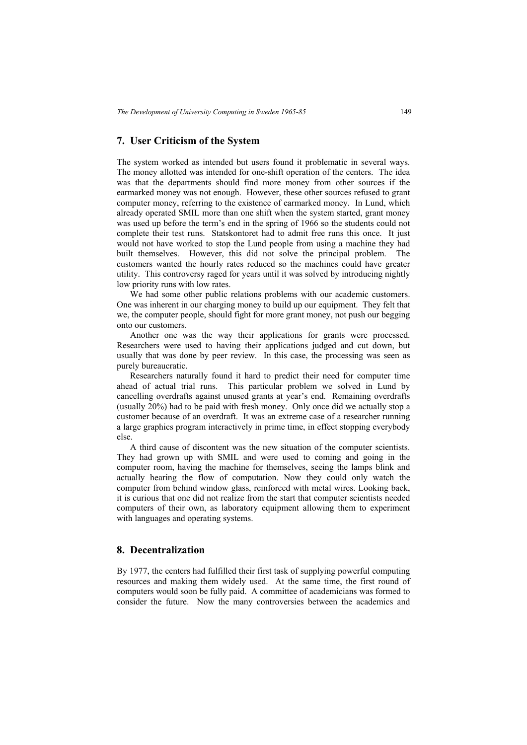## 7. User Criticism of the System

The system worked as intended but users found it problematic in several ways. The money allotted was intended for one-shift operation of the centers. The idea was that the departments should find more money from other sources if the earmarked money was not enough. However, these other sources refused to grant computer money, referring to the existence of earmarked money. In Lund, which already operated SMIL more than one shift when the system started, grant money was used up before the term's end in the spring of 1966 so the students could not complete their test runs. Statskontoret had to admit free runs this once. It just would not have worked to stop the Lund people from using a machine they had built themselves. However, this did not solve the principal problem. The customers wanted the hourly rates reduced so the machines could have greater utility. This controversy raged for years until it was solved by introducing nightly low priority runs with low rates.

We had some other public relations problems with our academic customers. One was inherent in our charging money to build up our equipment. They felt that we, the computer people, should fight for more grant money, not push our begging onto our customers.

Another one was the way their applications for grants were processed. Researchers were used to having their applications judged and cut down, but usually that was done by peer review. In this case, the processing was seen as purely bureaucratic.

Researchers naturally found it hard to predict their need for computer time ahead of actual trial runs. This particular problem we solved in Lund by cancelling overdrafts against unused grants at year's end. Remaining overdrafts (usually 20%) had to be paid with fresh money. Only once did we actually stop a customer because of an overdraft. It was an extreme case of a researcher running a large graphics program interactively in prime time, in effect stopping everybody else.

A third cause of discontent was the new situation of the computer scientists. They had grown up with SMIL and were used to coming and going in the computer room, having the machine for themselves, seeing the lamps blink and actually hearing the flow of computation. Now they could only watch the computer from behind window glass, reinforced with metal wires. Looking back, it is curious that one did not realize from the start that computer scientists needed computers of their own, as laboratory equipment allowing them to experiment with languages and operating systems.

## 8. Decentralization

By 1977, the centers had fulfilled their first task of supplying powerful computing resources and making them widely used. At the same time, the first round of computers would soon be fully paid. A committee of academicians was formed to consider the future. Now the many controversies between the academics and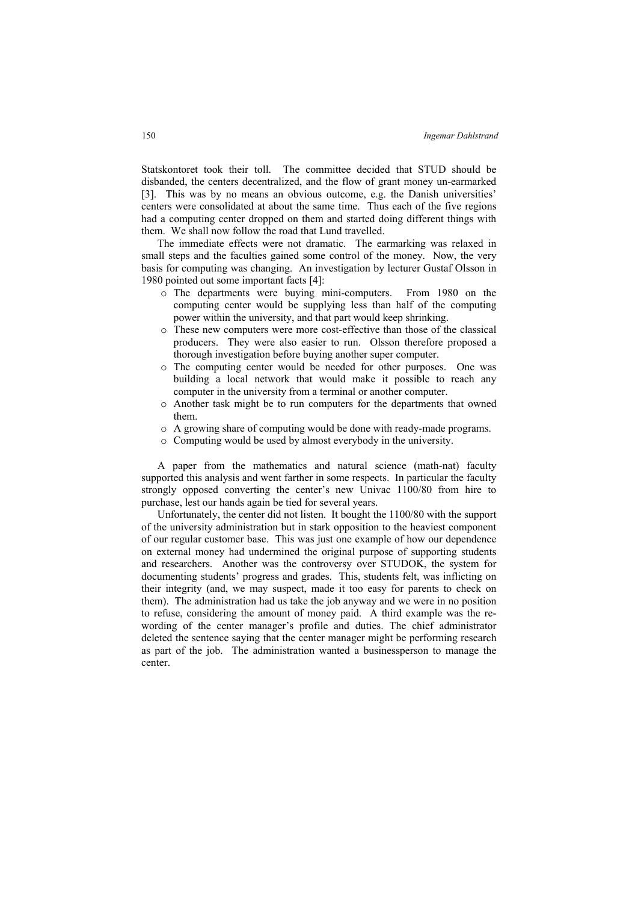Statskontoret took their toll. The committee decided that STUD should be disbanded, the centers decentralized, and the flow of grant money un-earmarked [3]. This was by no means an obvious outcome, e.g. the Danish universities' centers were consolidated at about the same time. Thus each of the five regions had a computing center dropped on them and started doing different things with them. We shall now follow the road that Lund travelled.

The immediate effects were not dramatic. The earmarking was relaxed in small steps and the faculties gained some control of the money. Now, the very basis for computing was changing. An investigation by lecturer Gustaf Olsson in 1980 pointed out some important facts [4]:

- The departments were buying mini-computers. From 1980 on the computing center would be supplying less than half of the computing power within the university, and that part would keep shrinking.
- These new computers were more cost-effective than those of the classical producers. They were also easier to run. Olsson therefore proposed a thorough investigation before buying another super computer.
- The computing center would be needed for other purposes. One was building a local network that would make it possible to reach any computer in the university from a terminal or another computer.
- Another task might be to run computers for the departments that owned them.
- A growing share of computing would be done with ready-made programs.
- Computing would be used by almost everybody in the university.

A paper from the mathematics and natural science (math-nat) faculty supported this analysis and went farther in some respects. In particular the faculty strongly opposed converting the center's new Univac 1100/80 from hire to purchase, lest our hands again be tied for several years.

Unfortunately, the center did not listen. It bought the 1100/80 with the support of the university administration but in stark opposition to the heaviest component of our regular customer base. This was just one example of how our dependence on external money had undermined the original purpose of supporting students and researchers. Another was the controversy over STUDOK, the system for documenting students' progress and grades. This, students felt, was inflicting on their integrity (and, we may suspect, made it too easy for parents to check on them). The administration had us take the job anyway and we were in no position to refuse, considering the amount of money paid. A third example was the re-wording of the center manager's profile and duties. The chief administrator deleted the sentence saying that the center manager might be performing research as part of the job. The administration wanted a businessperson to manage the center.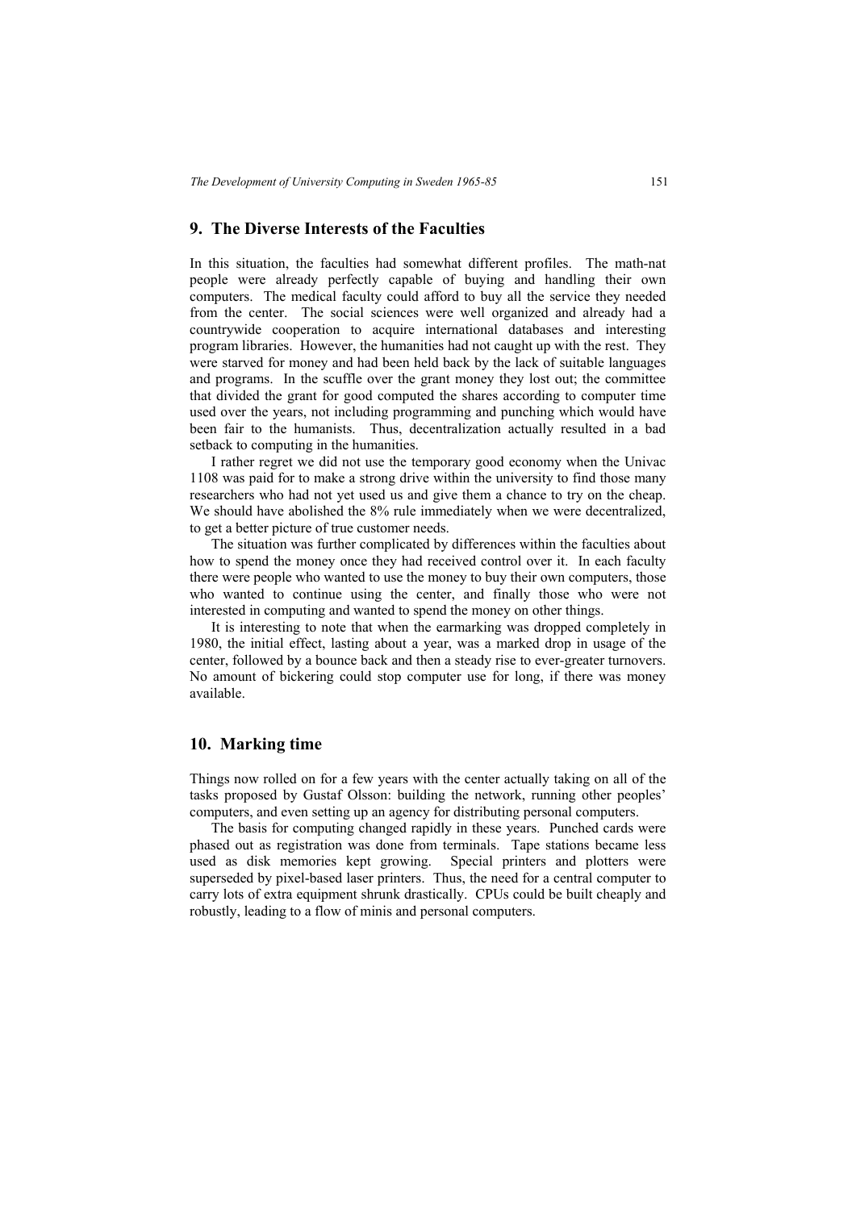## 9. The Diverse Interests of the Faculties

In this situation, the faculties had somewhat different profiles. The math-nat people were already perfectly capable of buying and handling their own computers. The medical faculty could afford to buy all the service they needed from the center. The social sciences were well organized and already had a countrywide cooperation to acquire international databases and interesting program libraries. However, the humanities had not caught up with the rest. They were starved for money and had been held back by the lack of suitable languages and programs. In the scuffle over the grant money they lost out; the committee that divided the grant for good computed the shares according to computer time used over the years, not including programming and punching which would have been fair to the humanists. Thus, decentralization actually resulted in a bad setback to computing in the humanities.

I rather regret we did not use the temporary good economy when the Univac 1108 was paid for to make a strong drive within the university to find those many researchers who had not yet used us and give them a chance to try on the cheap. We should have abolished the 8% rule immediately when we were decentralized, to get a better picture of true customer needs.

The situation was further complicated by differences within the faculties about how to spend the money once they had received control over it. In each faculty there were people who wanted to use the money to buy their own computers, those who wanted to continue using the center, and finally those who were not interested in computing and wanted to spend the money on other things.

It is interesting to note that when the earmarking was dropped completely in 1980, the initial effect, lasting about a year, was a marked drop in usage of the center, followed by a bounce back and then a steady rise to ever-greater turnovers. No amount of bickering could stop computer use for long, if there was money available.

## 10. Marking time

Things now rolled on for a few years with the center actually taking on all of the tasks proposed by Gustaf Olsson: building the network, running other peoples' computers, and even setting up an agency for distributing personal computers.

The basis for computing changed rapidly in these years. Punched cards were phased out as registration was done from terminals. Tape stations became less used as disk memories kept growing. Special printers and plotters were superseded by pixel-based laser printers. Thus, the need for a central computer to carry lots of extra equipment shrunk drastically. CPUs could be built cheaply and robustly, leading to a flow of minis and personal computers.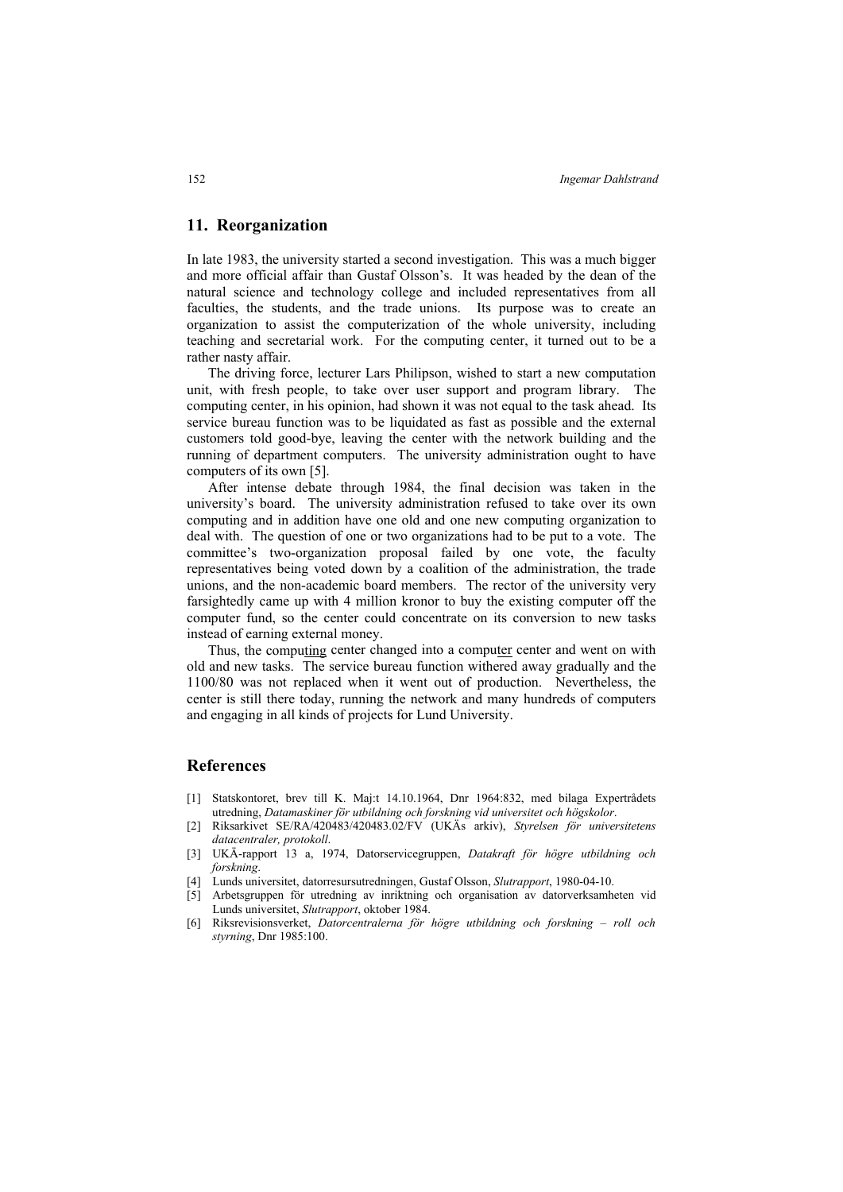## 11. Reorganization

In late 1983, the university started a second investigation. This was a much bigger and more official affair than Gustaf Olsson's. It was headed by the dean of the natural science and technology college and included representatives from all faculties, the students, and the trade unions. Its purpose was to create an organization to assist the computerization of the whole university, including teaching and secretarial work. For the computing center, it turned out to be a rather nasty affair.

The driving force, lecturer Lars Philipson, wished to start a new computation unit, with fresh people, to take over user support and program library. The computing center, in his opinion, had shown it was not equal to the task ahead. Its service bureau function was to be liquidated as fast as possible and the external customers told good-bye, leaving the center with the network building and the running of department computers. The university administration ought to have computers of its own [5].

After intense debate through 1984, the final decision was taken in the university's board. The university administration refused to take over its own computing and in addition have one old and one new computing organization to deal with. The question of one or two organizations had to be put to a vote. The committee's two-organization proposal failed by one vote, the faculty representatives being voted down by a coalition of the administration, the trade unions, and the non-academic board members. The rector of the university very farsightedly came up with 4 million kronor to buy the existing computer off the computer fund, so the center could concentrate on its conversion to new tasks instead of earning external money.

Thus, the comput<u>ing</u> center changed into a comput<u>er</u> center and went on with old and new tasks. The service bureau function withered away gradually and the 1100/80 was not replaced when it went out of production. Nevertheless, the center is still there today, running the network and many hundreds of computers and engaging in all kinds of projects for Lund University.

## References

[1] Statskontoret, brev till K. Maj:t 14.10.1964, Dnr 1964:832, med bilaga Expertrådets utredning, *Datamaskiner för utbildning och forskning vid universitet och högskolor*.

[2] Riksarkivet SE/RA/420483/420483.02/FV (UKÄs arkiv), *Styrelsen för universitetens datacentraler, protokoll*.

[3] UKÄ-rapport 13 a, 1974, Datorservicegruppen, *Datakraft för högre utbildning och forskning*.

[4] Lunds universitet, datorresursutredningen, Gustaf Olsson, *Slutrapport*, 1980-04-10.

[5] Arbetsgruppen för utredning av inriktning och organisation av datorverksamheten vid Lunds universitet, *Slutrapport*, oktober 1984.

[6] Riksrevisionsverket, *Datorcentralerna för högre utbildning och forskning – roll och styrning*, Dnr 1985:100.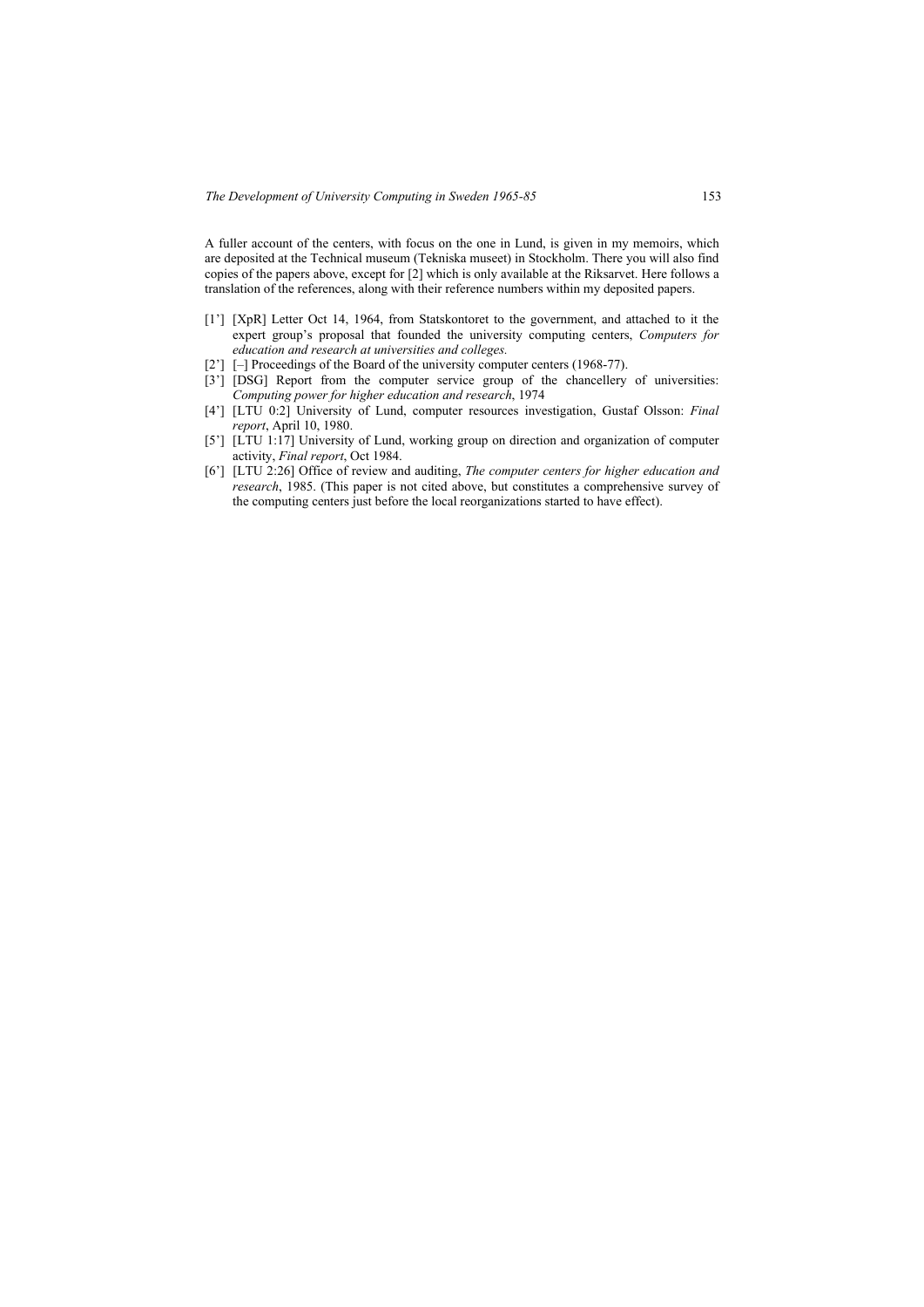A fuller account of the centers, with focus on the one in Lund, is given in my memoirs, which are deposited at the Technical museum (Tekniska museet) in Stockholm. There you will also find copies of the papers above, except for [2] which is only available at the Riksarvet. Here follows a translation of the references, along with their reference numbers within my deposited papers.

- [1'] [XpR] Letter Oct 14, 1964, from Statskontoret to the government, and attached to it the expert group's proposal that founded the university computing centers, *Computers for education and research at universities and colleges.*
- [2'] [–] Proceedings of the Board of the university computer centers (1968-77).
- [3'] [DSG] Report from the computer service group of the chancellery of universities: *Computing power for higher education and research*, 1974
- [4'] [LTU 0:2] University of Lund, computer resources investigation, Gustaf Olsson: *Final report*, April 10, 1980.
- [5'] [LTU 1:17] University of Lund, working group on direction and organization of computer activity, *Final report*, Oct 1984.
- [6'] [LTU 2:26] Office of review and auditing, *The computer centers for higher education and research*, 1985. (This paper is not cited above, but constitutes a comprehensive survey of the computing centers just before the local reorganizations started to have effect).